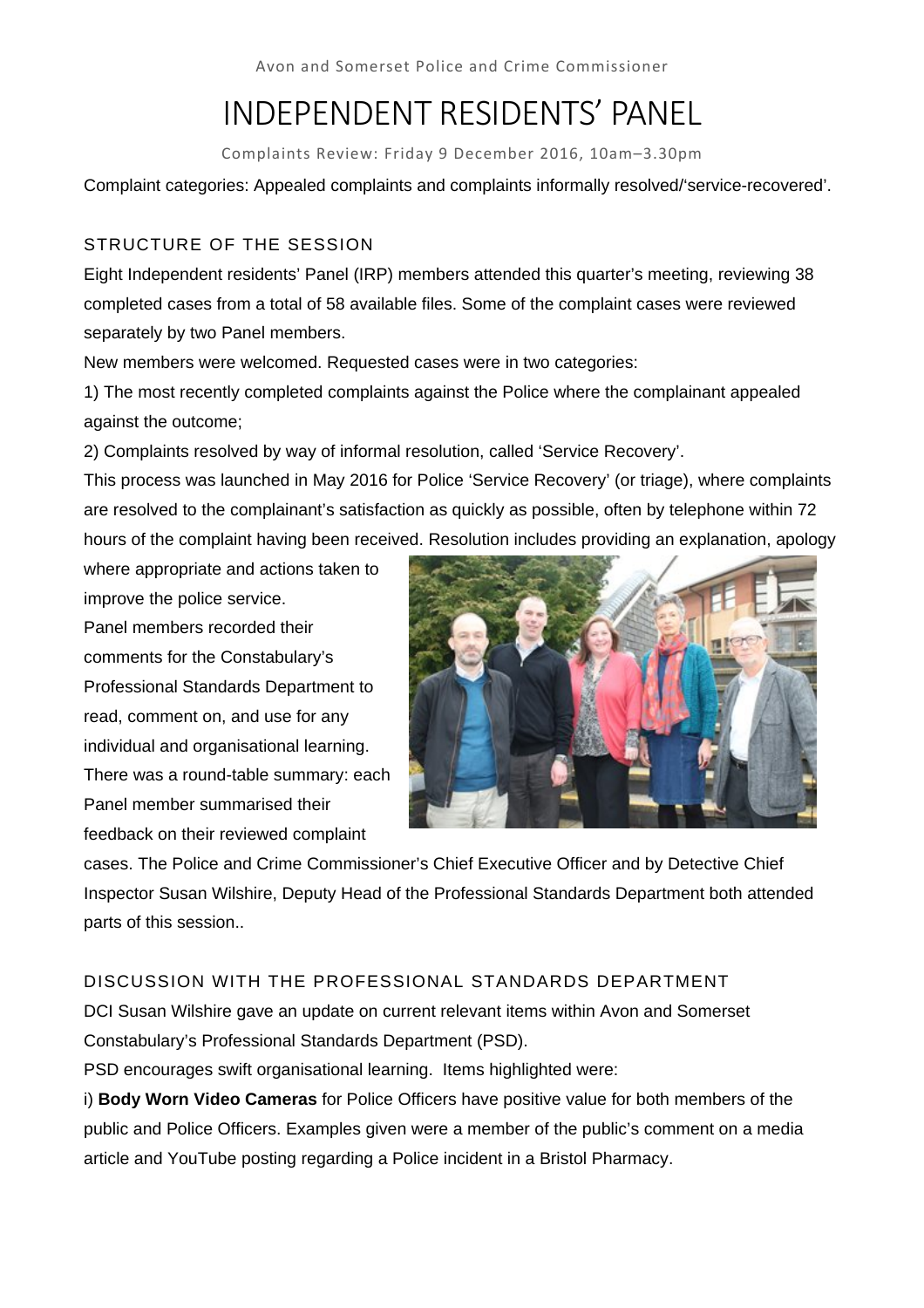Avon and Somerset Police and Crime Commissioner

# INDEPENDENT RESIDENTS' PANEL

Complaints Review: Friday 9 December 2016, 10am–3.30pm

Complaint categories: Appealed complaints and complaints informally resolved/'service-recovered'.

## STRUCTURE OF THE SESSION

Eight Independent residents' Panel (IRP) members attended this quarter's meeting, reviewing 38 completed cases from a total of 58 available files. Some of the complaint cases were reviewed separately by two Panel members.

New members were welcomed. Requested cases were in two categories:

1) The most recently completed complaints against the Police where the complainant appealed against the outcome;

2) Complaints resolved by way of informal resolution, called 'Service Recovery'.

This process was launched in May 2016 for Police 'Service Recovery' (or triage), where complaints are resolved to the complainant's satisfaction as quickly as possible, often by telephone within 72 hours of the complaint having been received. Resolution includes providing an explanation, apology where appropriate and actions taken to improve the police service.

Panel members recorded their comments for the Constabulary's Professional Standards Department to read, comment on, and use for any individual and organisational learning.

There was a round-table summary: each Panel member summarised their feedback on their reviewed complaint cases. The Police and Crime Commissioner's Chief Executive Officer and by Detective Chief Inspector Susan Wilshire, Deputy Head of the Professional Standards Department both attended parts of this session..

## DISCUSSION WITH THE PROFESSIONAL STANDARDS DEPARTMENT

DCI Susan Wilshire gave an update on current relevant items within Avon and Somerset Constabulary's Professional Standards Department (PSD).

PSD encourages swift organisational learning. Items highlighted were:

i) **Body Worn Video Cameras** for Police Officers have positive value for both members of the public and Police Officers. Examples given were a member of the public's comment on a media article and YouTube posting regarding a Police incident in a Bristol Pharmacy.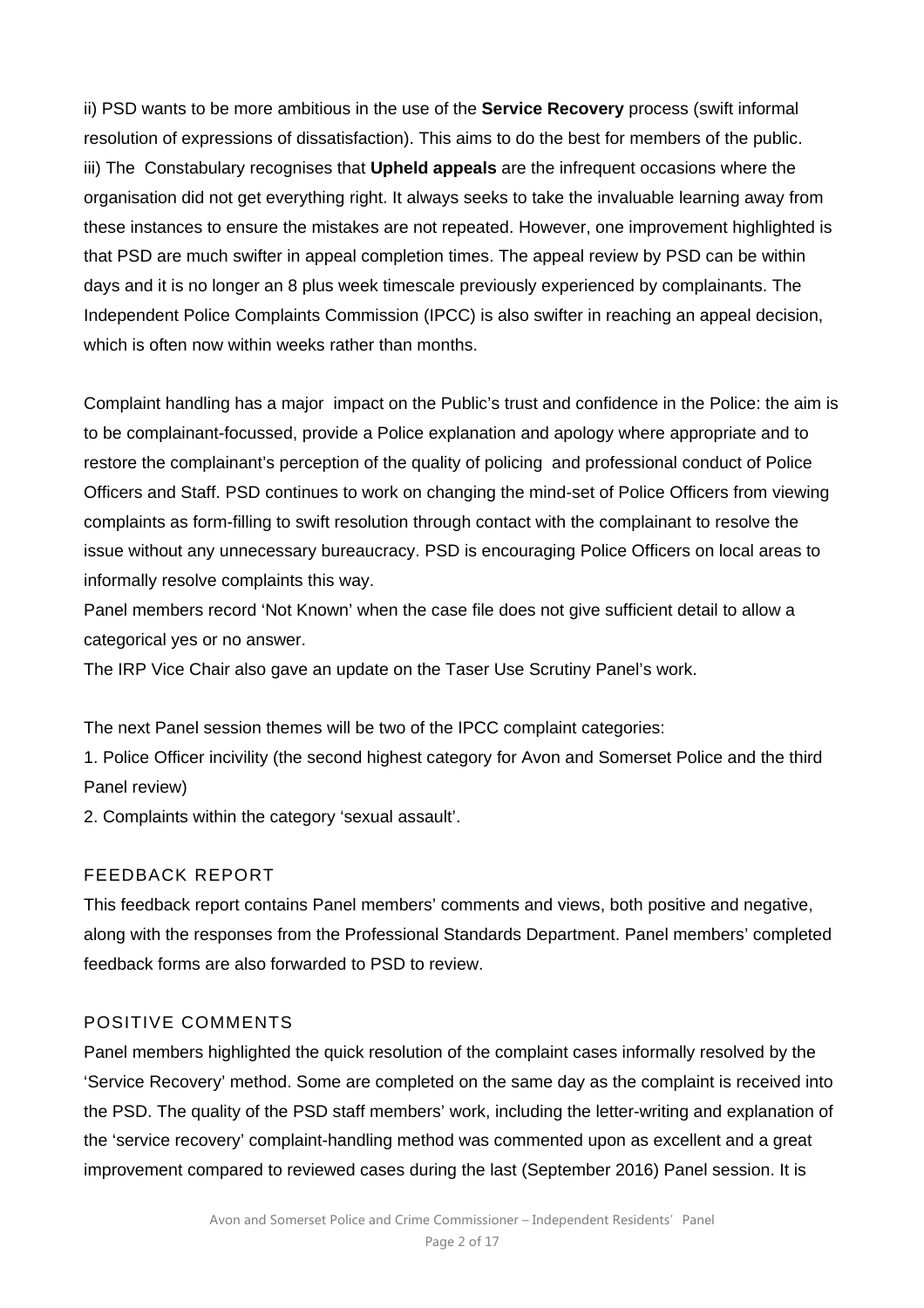ii) PSD wants to be more ambitious in the use of the **Service Recovery** process (swift informal resolution of expressions of dissatisfaction). This aims to do the best for members of the public.
iii) The Constabulary recognises that **Upheld appeals** are the infrequent occasions where the organisation did not get everything right. It always seeks to take the invaluable learning away from these instances to ensure the mistakes are not repeated. However, one improvement highlighted is that PSD are much swifter in appeal completion times. The appeal review by PSD can be within days and it is no longer an 8 plus week timescale previously experienced by complainants. The Independent Police Complaints Commission (IPCC) is also swifter in reaching an appeal decision, which is often now within weeks rather than months.

Complaint handling has a major impact on the Public's trust and confidence in the Police: the aim is to be complainant-focussed, provide a Police explanation and apology where appropriate and to restore the complainant's perception of the quality of policing and professional conduct of Police Officers and Staff. PSD continues to work on changing the mind-set of Police Officers from viewing complaints as form-filling to swift resolution through contact with the complainant to resolve the issue without any unnecessary bureaucracy. PSD is encouraging Police Officers on local areas to informally resolve complaints this way.
Panel members record 'Not Known' when the case file does not give sufficient detail to allow a categorical yes or no answer.
The IRP Vice Chair also gave an update on the Taser Use Scrutiny Panel's work.

The next Panel session themes will be two of the IPCC complaint categories:
1. Police Officer incivility (the second highest category for Avon and Somerset Police and the third Panel review)
2. Complaints within the category 'sexual assault'.

## FEEDBACK REPORT

This feedback report contains Panel members' comments and views, both positive and negative, along with the responses from the Professional Standards Department. Panel members' completed feedback forms are also forwarded to PSD to review.

## POSITIVE COMMENTS

Panel members highlighted the quick resolution of the complaint cases informally resolved by the 'Service Recovery' method. Some are completed on the same day as the complaint is received into the PSD. The quality of the PSD staff members' work, including the letter-writing and explanation of the 'service recovery' complaint-handling method was commented upon as excellent and a great improvement compared to reviewed cases during the last (September 2016) Panel session. It is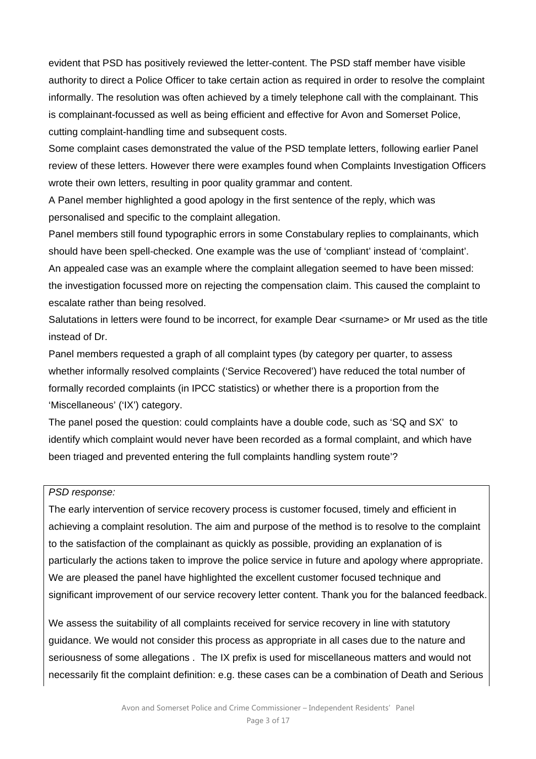evident that PSD has positively reviewed the letter-content. The PSD staff member have visible authority to direct a Police Officer to take certain action as required in order to resolve the complaint informally. The resolution was often achieved by a timely telephone call with the complainant. This is complainant-focussed as well as being efficient and effective for Avon and Somerset Police, cutting complaint-handling time and subsequent costs.

Some complaint cases demonstrated the value of the PSD template letters, following earlier Panel review of these letters. However there were examples found when Complaints Investigation Officers wrote their own letters, resulting in poor quality grammar and content.

A Panel member highlighted a good apology in the first sentence of the reply, which was personalised and specific to the complaint allegation.

Panel members still found typographic errors in some Constabulary replies to complainants, which should have been spell-checked. One example was the use of 'compliant' instead of 'complaint'.

An appealed case was an example where the complaint allegation seemed to have been missed: the investigation focussed more on rejecting the compensation claim. This caused the complaint to escalate rather than being resolved.

Salutations in letters were found to be incorrect, for example Dear <surname> or Mr used as the title instead of Dr.

Panel members requested a graph of all complaint types (by category per quarter, to assess whether informally resolved complaints ('Service Recovered') have reduced the total number of formally recorded complaints (in IPCC statistics) or whether there is a proportion from the 'Miscellaneous' ('IX') category.

The panel posed the question: could complaints have a double code, such as 'SQ and SX' to identify which complaint would never have been recorded as a formal complaint, and which have been triaged and prevented entering the full complaints handling system route'?

*PSD response:*

The early intervention of service recovery process is customer focused, timely and efficient in achieving a complaint resolution. The aim and purpose of the method is to resolve to the complaint to the satisfaction of the complainant as quickly as possible, providing an explanation of is particularly the actions taken to improve the police service in future and apology where appropriate. We are pleased the panel have highlighted the excellent customer focused technique and significant improvement of our service recovery letter content. Thank you for the balanced feedback.

We assess the suitability of all complaints received for service recovery in line with statutory guidance. We would not consider this process as appropriate in all cases due to the nature and seriousness of some allegations . The IX prefix is used for miscellaneous matters and would not necessarily fit the complaint definition: e.g. these cases can be a combination of Death and Serious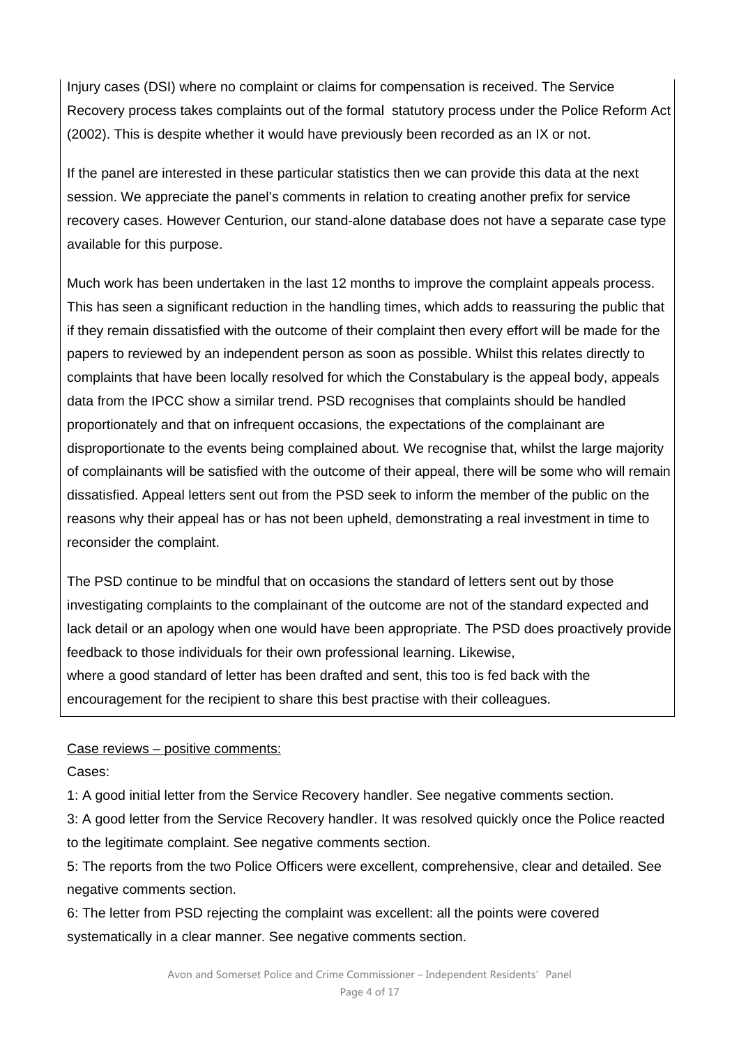Injury cases (DSI) where no complaint or claims for compensation is received. The Service Recovery process takes complaints out of the formal statutory process under the Police Reform Act (2002). This is despite whether it would have previously been recorded as an IX or not.

If the panel are interested in these particular statistics then we can provide this data at the next session. We appreciate the panel's comments in relation to creating another prefix for service recovery cases. However Centurion, our stand-alone database does not have a separate case type available for this purpose.

Much work has been undertaken in the last 12 months to improve the complaint appeals process. This has seen a significant reduction in the handling times, which adds to reassuring the public that if they remain dissatisfied with the outcome of their complaint then every effort will be made for the papers to reviewed by an independent person as soon as possible. Whilst this relates directly to complaints that have been locally resolved for which the Constabulary is the appeal body, appeals data from the IPCC show a similar trend. PSD recognises that complaints should be handled proportionately and that on infrequent occasions, the expectations of the complainant are disproportionate to the events being complained about. We recognise that, whilst the large majority of complainants will be satisfied with the outcome of their appeal, there will be some who will remain dissatisfied. Appeal letters sent out from the PSD seek to inform the member of the public on the reasons why their appeal has or has not been upheld, demonstrating a real investment in time to reconsider the complaint.

The PSD continue to be mindful that on occasions the standard of letters sent out by those investigating complaints to the complainant of the outcome are not of the standard expected and lack detail or an apology when one would have been appropriate. The PSD does proactively provide feedback to those individuals for their own professional learning. Likewise,
where a good standard of letter has been drafted and sent, this too is fed back with the encouragement for the recipient to share this best practise with their colleagues.

Case reviews – positive comments:

Cases:

1: A good initial letter from the Service Recovery handler. See negative comments section.

3: A good letter from the Service Recovery handler. It was resolved quickly once the Police reacted to the legitimate complaint. See negative comments section.

5: The reports from the two Police Officers were excellent, comprehensive, clear and detailed. See negative comments section.

6: The letter from PSD rejecting the complaint was excellent: all the points were covered systematically in a clear manner. See negative comments section.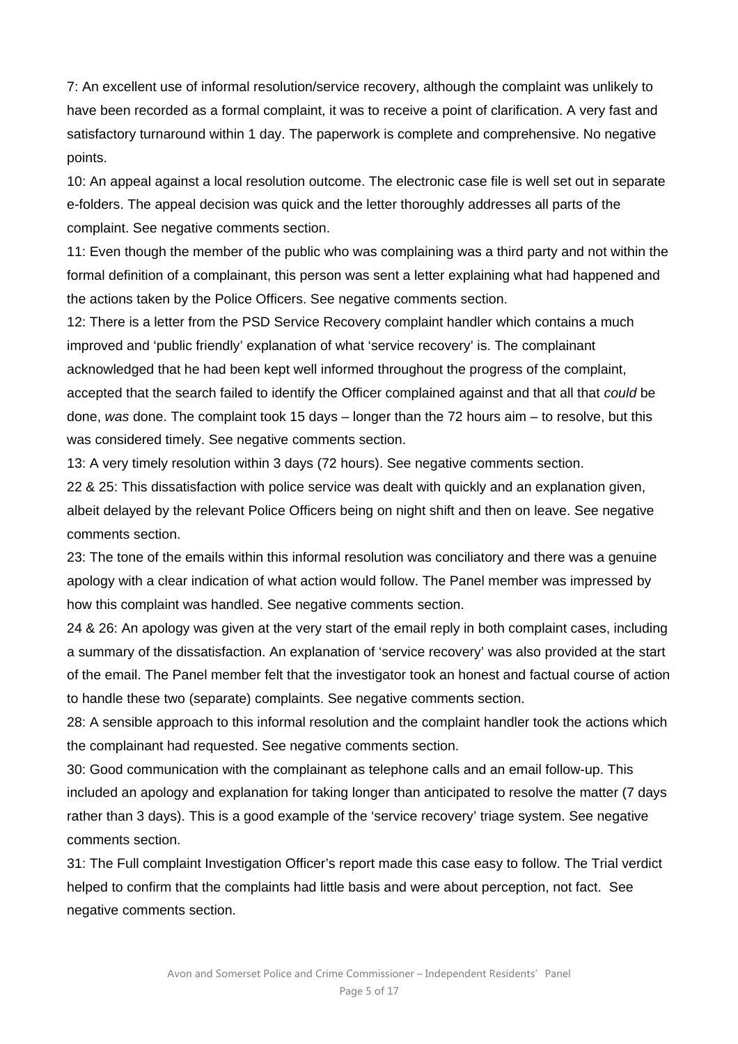7: An excellent use of informal resolution/service recovery, although the complaint was unlikely to have been recorded as a formal complaint, it was to receive a point of clarification. A very fast and satisfactory turnaround within 1 day. The paperwork is complete and comprehensive. No negative points.

10: An appeal against a local resolution outcome. The electronic case file is well set out in separate e-folders. The appeal decision was quick and the letter thoroughly addresses all parts of the complaint. See negative comments section.

11: Even though the member of the public who was complaining was a third party and not within the formal definition of a complainant, this person was sent a letter explaining what had happened and the actions taken by the Police Officers. See negative comments section.

12: There is a letter from the PSD Service Recovery complaint handler which contains a much improved and 'public friendly' explanation of what 'service recovery' is. The complainant acknowledged that he had been kept well informed throughout the progress of the complaint, accepted that the search failed to identify the Officer complained against and that all that *could* be done, *was* done. The complaint took 15 days – longer than the 72 hours aim – to resolve, but this was considered timely. See negative comments section.

13: A very timely resolution within 3 days (72 hours). See negative comments section.

22 & 25: This dissatisfaction with police service was dealt with quickly and an explanation given, albeit delayed by the relevant Police Officers being on night shift and then on leave. See negative comments section.

23: The tone of the emails within this informal resolution was conciliatory and there was a genuine apology with a clear indication of what action would follow. The Panel member was impressed by how this complaint was handled. See negative comments section.

24 & 26: An apology was given at the very start of the email reply in both complaint cases, including a summary of the dissatisfaction. An explanation of 'service recovery' was also provided at the start of the email. The Panel member felt that the investigator took an honest and factual course of action to handle these two (separate) complaints. See negative comments section.

28: A sensible approach to this informal resolution and the complaint handler took the actions which the complainant had requested. See negative comments section.

30: Good communication with the complainant as telephone calls and an email follow-up. This included an apology and explanation for taking longer than anticipated to resolve the matter (7 days rather than 3 days). This is a good example of the 'service recovery' triage system. See negative comments section.

31: The Full complaint Investigation Officer's report made this case easy to follow. The Trial verdict helped to confirm that the complaints had little basis and were about perception, not fact. See negative comments section.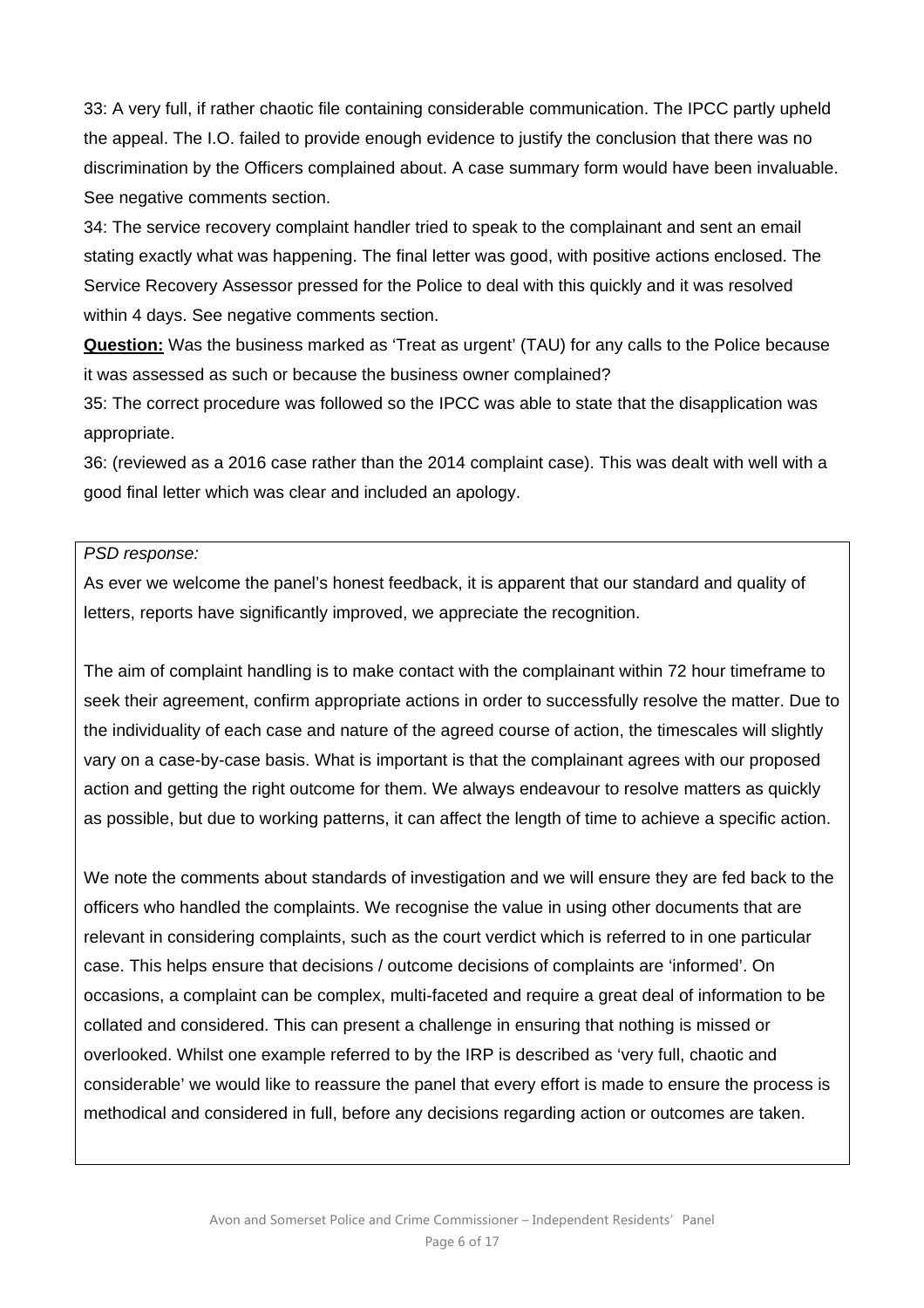33: A very full, if rather chaotic file containing considerable communication. The IPCC partly upheld the appeal. The I.O. failed to provide enough evidence to justify the conclusion that there was no discrimination by the Officers complained about. A case summary form would have been invaluable. See negative comments section.

34: The service recovery complaint handler tried to speak to the complainant and sent an email stating exactly what was happening. The final letter was good, with positive actions enclosed. The Service Recovery Assessor pressed for the Police to deal with this quickly and it was resolved within 4 days. See negative comments section.

**Question:** Was the business marked as 'Treat as urgent' (TAU) for any calls to the Police because it was assessed as such or because the business owner complained?

35: The correct procedure was followed so the IPCC was able to state that the disapplication was appropriate.

36: (reviewed as a 2016 case rather than the 2014 complaint case). This was dealt with well with a good final letter which was clear and included an apology.

*PSD response:*

As ever we welcome the panel's honest feedback, it is apparent that our standard and quality of letters, reports have significantly improved, we appreciate the recognition.

The aim of complaint handling is to make contact with the complainant within 72 hour timeframe to seek their agreement, confirm appropriate actions in order to successfully resolve the matter. Due to the individuality of each case and nature of the agreed course of action, the timescales will slightly vary on a case-by-case basis. What is important is that the complainant agrees with our proposed action and getting the right outcome for them. We always endeavour to resolve matters as quickly as possible, but due to working patterns, it can affect the length of time to achieve a specific action.

We note the comments about standards of investigation and we will ensure they are fed back to the officers who handled the complaints. We recognise the value in using other documents that are relevant in considering complaints, such as the court verdict which is referred to in one particular case. This helps ensure that decisions / outcome decisions of complaints are 'informed'. On occasions, a complaint can be complex, multi-faceted and require a great deal of information to be collated and considered. This can present a challenge in ensuring that nothing is missed or overlooked. Whilst one example referred to by the IRP is described as 'very full, chaotic and considerable' we would like to reassure the panel that every effort is made to ensure the process is methodical and considered in full, before any decisions regarding action or outcomes are taken.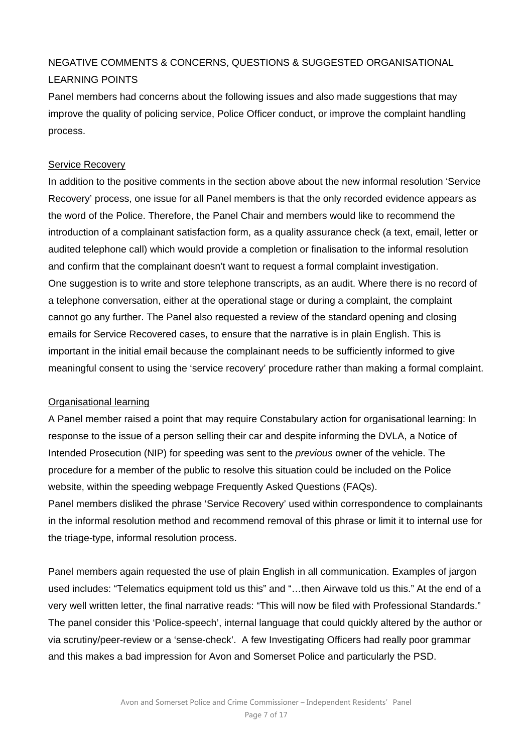NEGATIVE COMMENTS & CONCERNS, QUESTIONS & SUGGESTED ORGANISATIONAL LEARNING POINTS

Panel members had concerns about the following issues and also made suggestions that may improve the quality of policing service, Police Officer conduct, or improve the complaint handling process.

<u>Service Recovery</u>

In addition to the positive comments in the section above about the new informal resolution 'Service Recovery' process, one issue for all Panel members is that the only recorded evidence appears as the word of the Police. Therefore, the Panel Chair and members would like to recommend the introduction of a complainant satisfaction form, as a quality assurance check (a text, email, letter or audited telephone call) which would provide a completion or finalisation to the informal resolution and confirm that the complainant doesn't want to request a formal complaint investigation.
One suggestion is to write and store telephone transcripts, as an audit. Where there is no record of a telephone conversation, either at the operational stage or during a complaint, the complaint cannot go any further. The Panel also requested a review of the standard opening and closing emails for Service Recovered cases, to ensure that the narrative is in plain English. This is important in the initial email because the complainant needs to be sufficiently informed to give meaningful consent to using the 'service recovery' procedure rather than making a formal complaint.

<u>Organisational learning</u>

A Panel member raised a point that may require Constabulary action for organisational learning: In response to the issue of a person selling their car and despite informing the DVLA, a Notice of Intended Prosecution (NIP) for speeding was sent to the *previous* owner of the vehicle. The procedure for a member of the public to resolve this situation could be included on the Police website, within the speeding webpage Frequently Asked Questions (FAQs).
Panel members disliked the phrase 'Service Recovery' used within correspondence to complainants in the informal resolution method and recommend removal of this phrase or limit it to internal use for the triage-type, informal resolution process.

Panel members again requested the use of plain English in all communication. Examples of jargon used includes: "Telematics equipment told us this" and "…then Airwave told us this." At the end of a very well written letter, the final narrative reads: "This will now be filed with Professional Standards." The panel consider this 'Police-speech', internal language that could quickly altered by the author or via scrutiny/peer-review or a 'sense-check'. A few Investigating Officers had really poor grammar and this makes a bad impression for Avon and Somerset Police and particularly the PSD.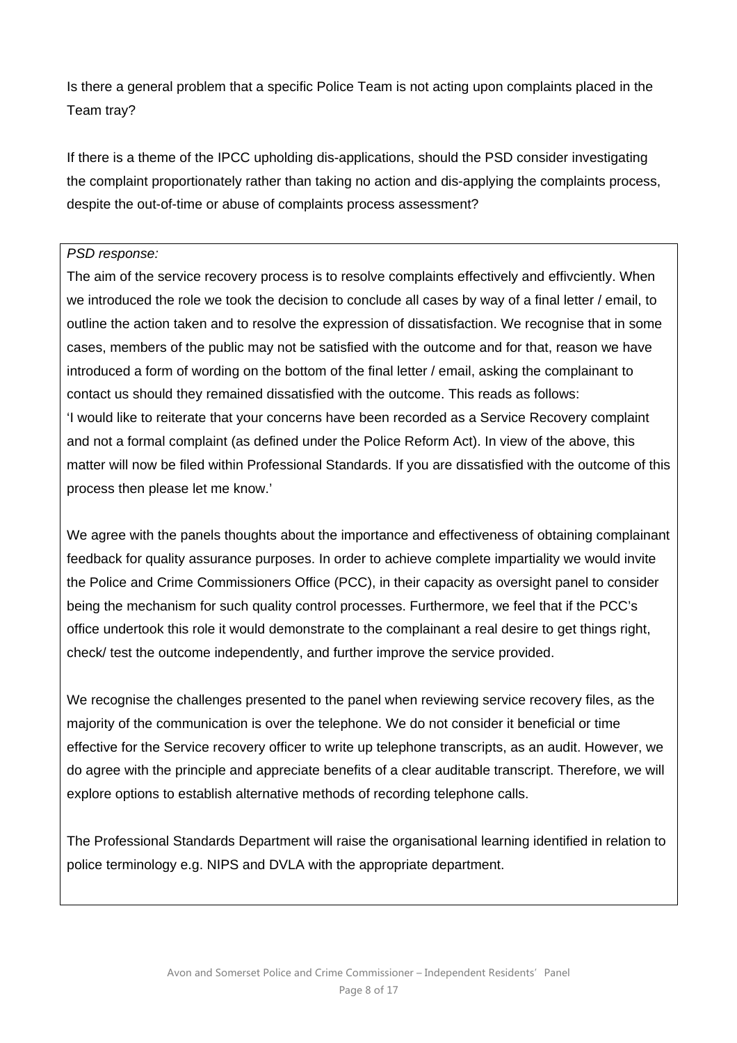Is there a general problem that a specific Police Team is not acting upon complaints placed in the Team tray?

If there is a theme of the IPCC upholding dis-applications, should the PSD consider investigating the complaint proportionately rather than taking no action and dis-applying the complaints process, despite the out-of-time or abuse of complaints process assessment?

*PSD response:*

The aim of the service recovery process is to resolve complaints effectively and effivciently. When we introduced the role we took the decision to conclude all cases by way of a final letter / email, to outline the action taken and to resolve the expression of dissatisfaction. We recognise that in some cases, members of the public may not be satisfied with the outcome and for that, reason we have introduced a form of wording on the bottom of the final letter / email, asking the complainant to contact us should they remained dissatisfied with the outcome. This reads as follows:
'I would like to reiterate that your concerns have been recorded as a Service Recovery complaint and not a formal complaint (as defined under the Police Reform Act). In view of the above, this matter will now be filed within Professional Standards. If you are dissatisfied with the outcome of this process then please let me know.'

We agree with the panels thoughts about the importance and effectiveness of obtaining complainant feedback for quality assurance purposes. In order to achieve complete impartiality we would invite the Police and Crime Commissioners Office (PCC), in their capacity as oversight panel to consider being the mechanism for such quality control processes. Furthermore, we feel that if the PCC's office undertook this role it would demonstrate to the complainant a real desire to get things right, check/ test the outcome independently, and further improve the service provided.

We recognise the challenges presented to the panel when reviewing service recovery files, as the majority of the communication is over the telephone. We do not consider it beneficial or time effective for the Service recovery officer to write up telephone transcripts, as an audit. However, we do agree with the principle and appreciate benefits of a clear auditable transcript. Therefore, we will explore options to establish alternative methods of recording telephone calls.

The Professional Standards Department will raise the organisational learning identified in relation to police terminology e.g. NIPS and DVLA with the appropriate department.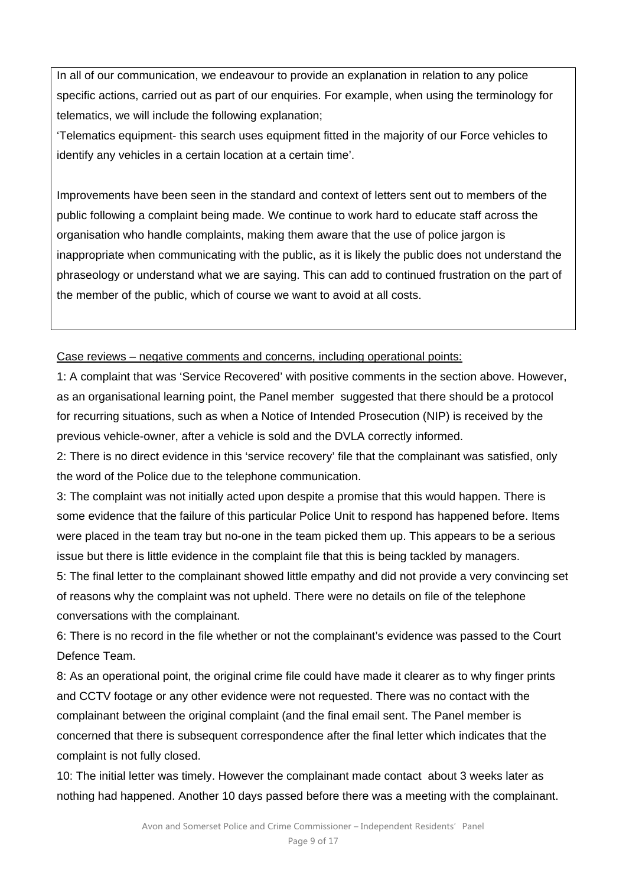In all of our communication, we endeavour to provide an explanation in relation to any police specific actions, carried out as part of our enquiries. For example, when using the terminology for telematics, we will include the following explanation;

'Telematics equipment- this search uses equipment fitted in the majority of our Force vehicles to identify any vehicles in a certain location at a certain time'.

Improvements have been seen in the standard and context of letters sent out to members of the public following a complaint being made. We continue to work hard to educate staff across the organisation who handle complaints, making them aware that the use of police jargon is inappropriate when communicating with the public, as it is likely the public does not understand the phraseology or understand what we are saying. This can add to continued frustration on the part of the member of the public, which of course we want to avoid at all costs.

<u>Case reviews – negative comments and concerns, including operational points:</u>

1: A complaint that was 'Service Recovered' with positive comments in the section above. However, as an organisational learning point, the Panel member suggested that there should be a protocol for recurring situations, such as when a Notice of Intended Prosecution (NIP) is received by the previous vehicle-owner, after a vehicle is sold and the DVLA correctly informed.

2: There is no direct evidence in this 'service recovery' file that the complainant was satisfied, only the word of the Police due to the telephone communication.

3: The complaint was not initially acted upon despite a promise that this would happen. There is some evidence that the failure of this particular Police Unit to respond has happened before. Items were placed in the team tray but no-one in the team picked them up. This appears to be a serious issue but there is little evidence in the complaint file that this is being tackled by managers.

5: The final letter to the complainant showed little empathy and did not provide a very convincing set of reasons why the complaint was not upheld. There were no details on file of the telephone conversations with the complainant.

6: There is no record in the file whether or not the complainant's evidence was passed to the Court Defence Team.

8: As an operational point, the original crime file could have made it clearer as to why finger prints and CCTV footage or any other evidence were not requested. There was no contact with the complainant between the original complaint (and the final email sent. The Panel member is concerned that there is subsequent correspondence after the final letter which indicates that the complaint is not fully closed.

10: The initial letter was timely. However the complainant made contact about 3 weeks later as nothing had happened. Another 10 days passed before there was a meeting with the complainant.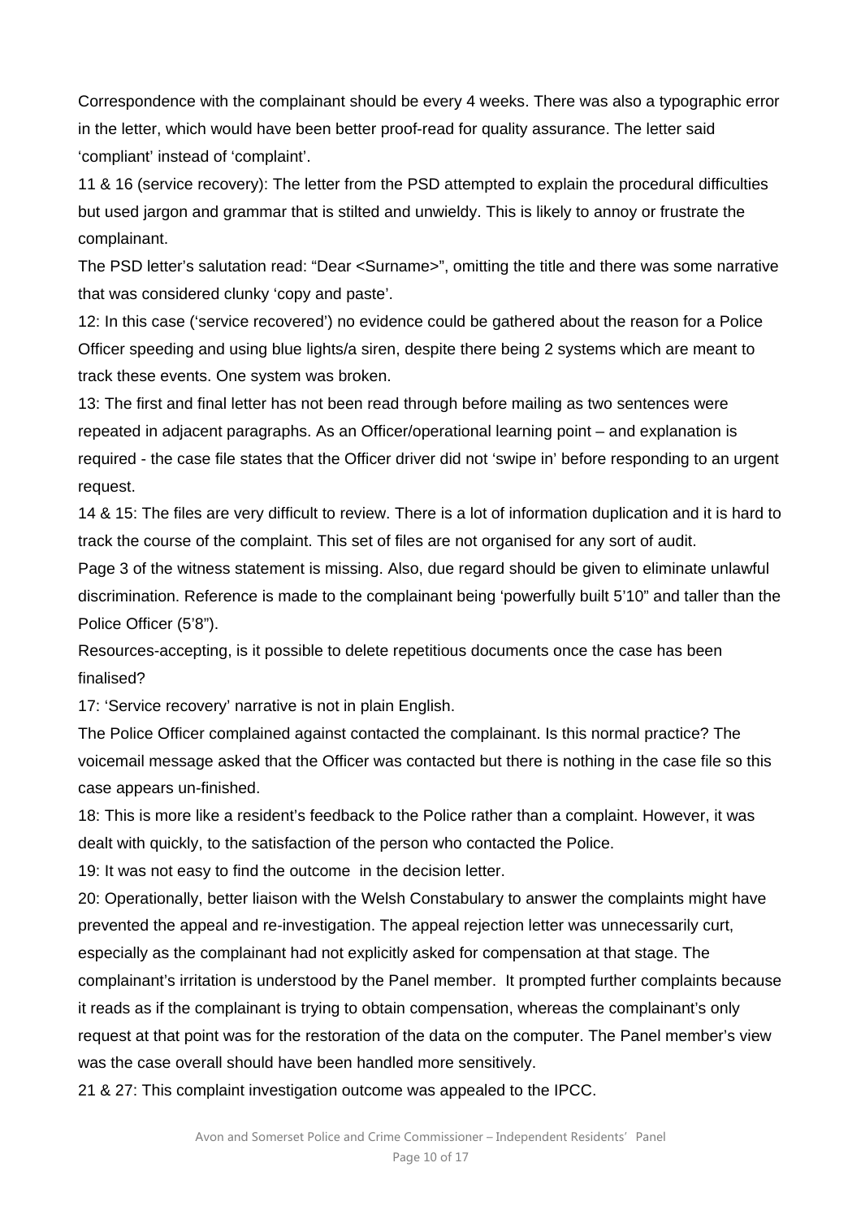Correspondence with the complainant should be every 4 weeks. There was also a typographic error in the letter, which would have been better proof-read for quality assurance. The letter said 'compliant' instead of 'complaint'.

11 & 16 (service recovery): The letter from the PSD attempted to explain the procedural difficulties but used jargon and grammar that is stilted and unwieldy. This is likely to annoy or frustrate the complainant.

The PSD letter's salutation read: "Dear <Surname>", omitting the title and there was some narrative that was considered clunky 'copy and paste'.

12: In this case ('service recovered') no evidence could be gathered about the reason for a Police Officer speeding and using blue lights/a siren, despite there being 2 systems which are meant to track these events. One system was broken.

13: The first and final letter has not been read through before mailing as two sentences were repeated in adjacent paragraphs. As an Officer/operational learning point – and explanation is required - the case file states that the Officer driver did not 'swipe in' before responding to an urgent request.

14 & 15: The files are very difficult to review. There is a lot of information duplication and it is hard to track the course of the complaint. This set of files are not organised for any sort of audit.

Page 3 of the witness statement is missing. Also, due regard should be given to eliminate unlawful discrimination. Reference is made to the complainant being 'powerfully built 5'10" and taller than the Police Officer (5'8").

Resources-accepting, is it possible to delete repetitious documents once the case has been finalised?

17: 'Service recovery' narrative is not in plain English.

The Police Officer complained against contacted the complainant. Is this normal practice? The voicemail message asked that the Officer was contacted but there is nothing in the case file so this case appears un-finished.

18: This is more like a resident's feedback to the Police rather than a complaint. However, it was dealt with quickly, to the satisfaction of the person who contacted the Police.

19: It was not easy to find the outcome in the decision letter.

20: Operationally, better liaison with the Welsh Constabulary to answer the complaints might have prevented the appeal and re-investigation. The appeal rejection letter was unnecessarily curt, especially as the complainant had not explicitly asked for compensation at that stage. The complainant's irritation is understood by the Panel member. It prompted further complaints because it reads as if the complainant is trying to obtain compensation, whereas the complainant's only request at that point was for the restoration of the data on the computer. The Panel member's view was the case overall should have been handled more sensitively.

21 & 27: This complaint investigation outcome was appealed to the IPCC.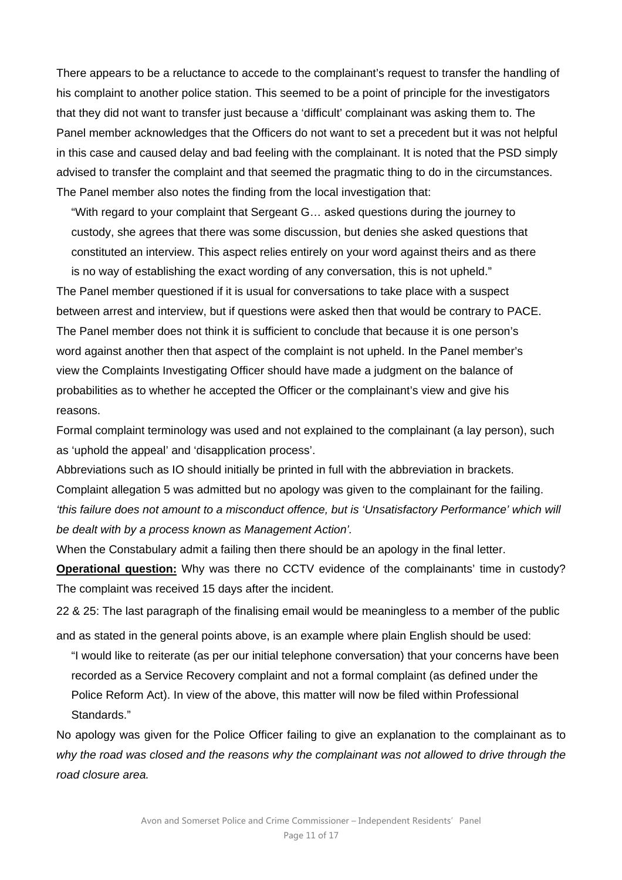There appears to be a reluctance to accede to the complainant's request to transfer the handling of his complaint to another police station. This seemed to be a point of principle for the investigators that they did not want to transfer just because a 'difficult' complainant was asking them to. The Panel member acknowledges that the Officers do not want to set a precedent but it was not helpful in this case and caused delay and bad feeling with the complainant. It is noted that the PSD simply advised to transfer the complaint and that seemed the pragmatic thing to do in the circumstances. The Panel member also notes the finding from the local investigation that:

> "With regard to your complaint that Sergeant G… asked questions during the journey to custody, she agrees that there was some discussion, but denies she asked questions that constituted an interview. This aspect relies entirely on your word against theirs and as there is no way of establishing the exact wording of any conversation, this is not upheld."

The Panel member questioned if it is usual for conversations to take place with a suspect between arrest and interview, but if questions were asked then that would be contrary to PACE. The Panel member does not think it is sufficient to conclude that because it is one person's word against another then that aspect of the complaint is not upheld. In the Panel member's view the Complaints Investigating Officer should have made a judgment on the balance of probabilities as to whether he accepted the Officer or the complainant's view and give his reasons.

Formal complaint terminology was used and not explained to the complainant (a lay person), such as 'uphold the appeal' and 'disapplication process'.

Abbreviations such as IO should initially be printed in full with the abbreviation in brackets.

Complaint allegation 5 was admitted but no apology was given to the complainant for the failing. *'this failure does not amount to a misconduct offence, but is 'Unsatisfactory Performance' which will be dealt with by a process known as Management Action'.*

When the Constabulary admit a failing then there should be an apology in the final letter.

**Operational question:** Why was there no CCTV evidence of the complainants' time in custody? The complaint was received 15 days after the incident.

22 & 25: The last paragraph of the finalising email would be meaningless to a member of the public and as stated in the general points above, is an example where plain English should be used:

> "I would like to reiterate (as per our initial telephone conversation) that your concerns have been recorded as a Service Recovery complaint and not a formal complaint (as defined under the Police Reform Act). In view of the above, this matter will now be filed within Professional Standards."

No apology was given for the Police Officer failing to give an explanation to the complainant as to *why the road was closed and the reasons why the complainant was not allowed to drive through the road closure area.*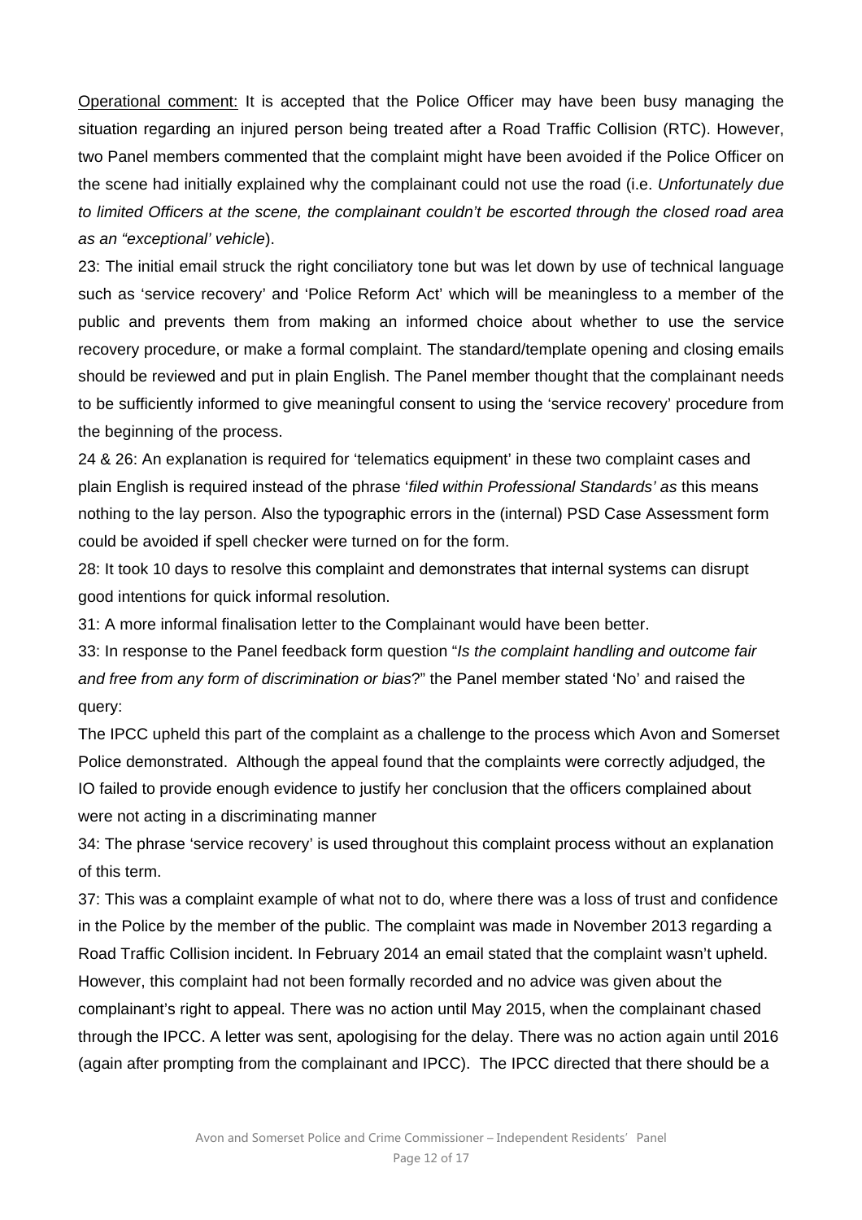<u>Operational comment:</u> It is accepted that the Police Officer may have been busy managing the situation regarding an injured person being treated after a Road Traffic Collision (RTC). However, two Panel members commented that the complaint might have been avoided if the Police Officer on the scene had initially explained why the complainant could not use the road (i.e. *Unfortunately due to limited Officers at the scene, the complainant couldn't be escorted through the closed road area as an "exceptional' vehicle*).

23: The initial email struck the right conciliatory tone but was let down by use of technical language such as 'service recovery' and 'Police Reform Act' which will be meaningless to a member of the public and prevents them from making an informed choice about whether to use the service recovery procedure, or make a formal complaint. The standard/template opening and closing emails should be reviewed and put in plain English. The Panel member thought that the complainant needs to be sufficiently informed to give meaningful consent to using the 'service recovery' procedure from the beginning of the process.

24 & 26: An explanation is required for 'telematics equipment' in these two complaint cases and plain English is required instead of the phrase '*filed within Professional Standards' as* this means nothing to the lay person. Also the typographic errors in the (internal) PSD Case Assessment form could be avoided if spell checker were turned on for the form.

28: It took 10 days to resolve this complaint and demonstrates that internal systems can disrupt good intentions for quick informal resolution.

31: A more informal finalisation letter to the Complainant would have been better.

33: In response to the Panel feedback form question "*Is the complaint handling and outcome fair and free from any form of discrimination or bias*?" the Panel member stated 'No' and raised the query:

The IPCC upheld this part of the complaint as a challenge to the process which Avon and Somerset Police demonstrated. Although the appeal found that the complaints were correctly adjudged, the IO failed to provide enough evidence to justify her conclusion that the officers complained about were not acting in a discriminating manner

34: The phrase 'service recovery' is used throughout this complaint process without an explanation of this term.

37: This was a complaint example of what not to do, where there was a loss of trust and confidence in the Police by the member of the public. The complaint was made in November 2013 regarding a Road Traffic Collision incident. In February 2014 an email stated that the complaint wasn't upheld. However, this complaint had not been formally recorded and no advice was given about the complainant's right to appeal. There was no action until May 2015, when the complainant chased through the IPCC. A letter was sent, apologising for the delay. There was no action again until 2016 (again after prompting from the complainant and IPCC). The IPCC directed that there should be a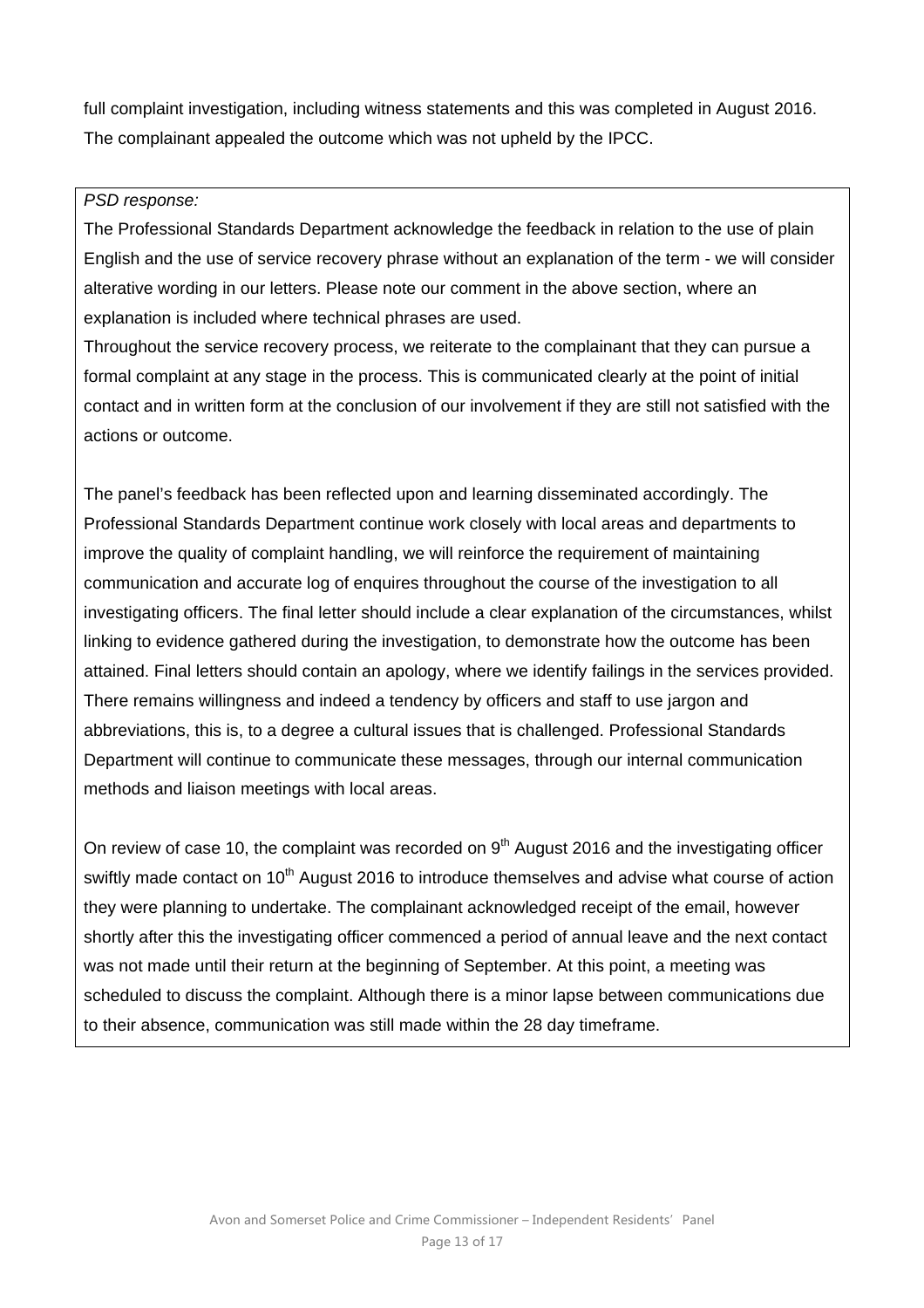full complaint investigation, including witness statements and this was completed in August 2016. The complainant appealed the outcome which was not upheld by the IPCC.

*PSD response:*

The Professional Standards Department acknowledge the feedback in relation to the use of plain English and the use of service recovery phrase without an explanation of the term - we will consider alterative wording in our letters. Please note our comment in the above section, where an explanation is included where technical phrases are used.

Throughout the service recovery process, we reiterate to the complainant that they can pursue a formal complaint at any stage in the process. This is communicated clearly at the point of initial contact and in written form at the conclusion of our involvement if they are still not satisfied with the actions or outcome.

The panel's feedback has been reflected upon and learning disseminated accordingly. The Professional Standards Department continue work closely with local areas and departments to improve the quality of complaint handling, we will reinforce the requirement of maintaining communication and accurate log of enquires throughout the course of the investigation to all investigating officers. The final letter should include a clear explanation of the circumstances, whilst linking to evidence gathered during the investigation, to demonstrate how the outcome has been attained. Final letters should contain an apology, where we identify failings in the services provided. There remains willingness and indeed a tendency by officers and staff to use jargon and abbreviations, this is, to a degree a cultural issues that is challenged. Professional Standards Department will continue to communicate these messages, through our internal communication methods and liaison meetings with local areas.

On review of case 10, the complaint was recorded on 9th August 2016 and the investigating officer swiftly made contact on 10th August 2016 to introduce themselves and advise what course of action they were planning to undertake. The complainant acknowledged receipt of the email, however shortly after this the investigating officer commenced a period of annual leave and the next contact was not made until their return at the beginning of September. At this point, a meeting was scheduled to discuss the complaint. Although there is a minor lapse between communications due to their absence, communication was still made within the 28 day timeframe.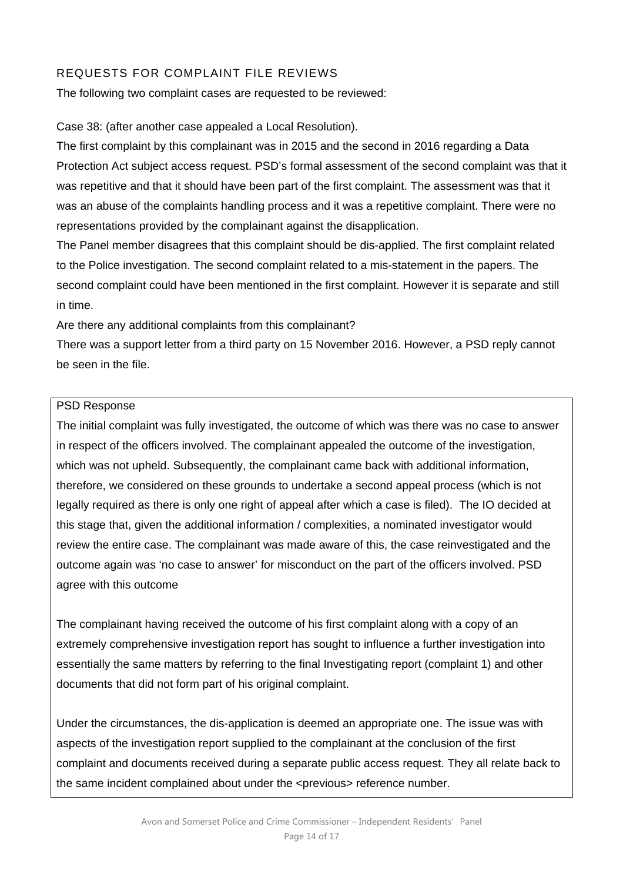## REQUESTS FOR COMPLAINT FILE REVIEWS

The following two complaint cases are requested to be reviewed:

Case 38: (after another case appealed a Local Resolution).

The first complaint by this complainant was in 2015 and the second in 2016 regarding a Data Protection Act subject access request. PSD's formal assessment of the second complaint was that it was repetitive and that it should have been part of the first complaint. The assessment was that it was an abuse of the complaints handling process and it was a repetitive complaint. There were no representations provided by the complainant against the disapplication.

The Panel member disagrees that this complaint should be dis-applied. The first complaint related to the Police investigation. The second complaint related to a mis-statement in the papers. The second complaint could have been mentioned in the first complaint. However it is separate and still in time.

Are there any additional complaints from this complainant?

There was a support letter from a third party on 15 November 2016. However, a PSD reply cannot be seen in the file.

> PSD Response
>
> The initial complaint was fully investigated, the outcome of which was there was no case to answer in respect of the officers involved. The complainant appealed the outcome of the investigation, which was not upheld. Subsequently, the complainant came back with additional information, therefore, we considered on these grounds to undertake a second appeal process (which is not legally required as there is only one right of appeal after which a case is filed). The IO decided at this stage that, given the additional information / complexities, a nominated investigator would review the entire case. The complainant was made aware of this, the case reinvestigated and the outcome again was 'no case to answer' for misconduct on the part of the officers involved. PSD agree with this outcome
>
> The complainant having received the outcome of his first complaint along with a copy of an extremely comprehensive investigation report has sought to influence a further investigation into essentially the same matters by referring to the final Investigating report (complaint 1) and other documents that did not form part of his original complaint.
>
> Under the circumstances, the dis-application is deemed an appropriate one. The issue was with aspects of the investigation report supplied to the complainant at the conclusion of the first complaint and documents received during a separate public access request. They all relate back to the same incident complained about under the <previous> reference number.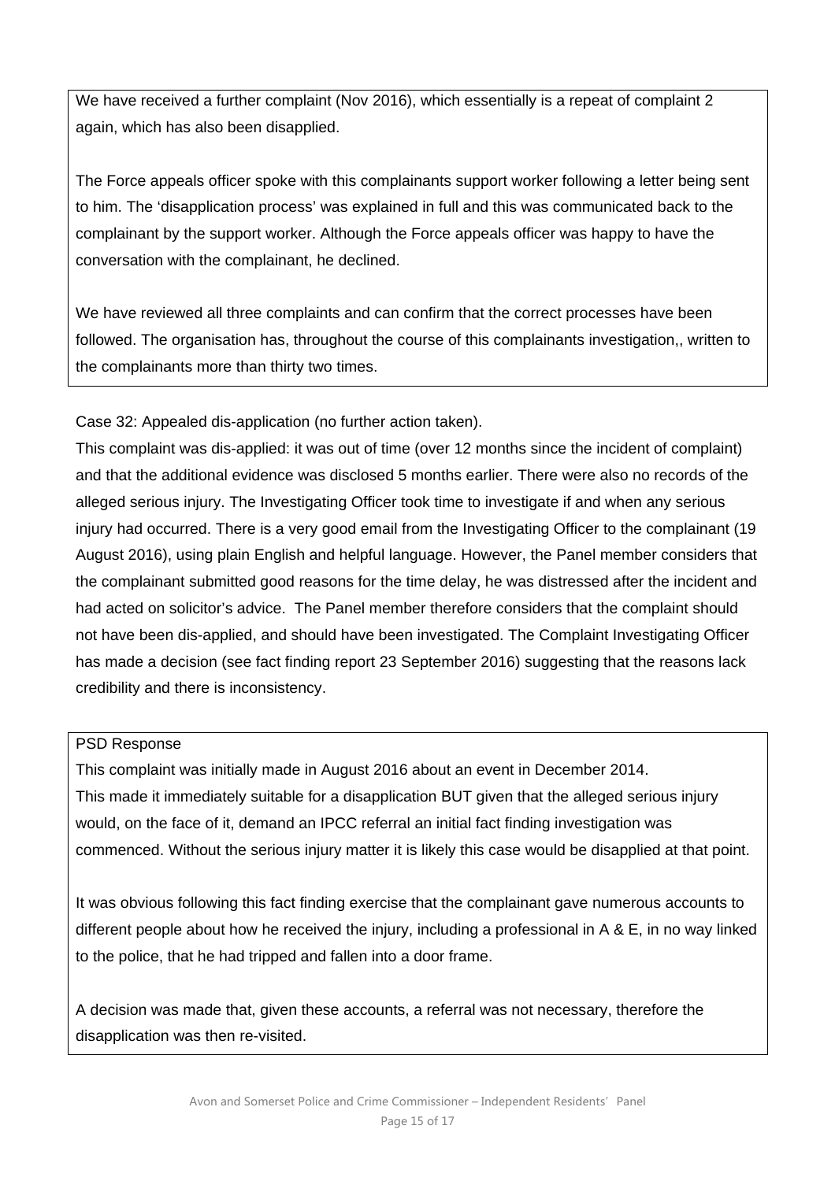We have received a further complaint (Nov 2016), which essentially is a repeat of complaint 2 again, which has also been disapplied.

The Force appeals officer spoke with this complainants support worker following a letter being sent to him. The 'disapplication process' was explained in full and this was communicated back to the complainant by the support worker. Although the Force appeals officer was happy to have the conversation with the complainant, he declined.

We have reviewed all three complaints and can confirm that the correct processes have been followed. The organisation has, throughout the course of this complainants investigation,, written to the complainants more than thirty two times.

Case 32: Appealed dis-application (no further action taken).

This complaint was dis-applied: it was out of time (over 12 months since the incident of complaint) and that the additional evidence was disclosed 5 months earlier. There were also no records of the alleged serious injury. The Investigating Officer took time to investigate if and when any serious injury had occurred. There is a very good email from the Investigating Officer to the complainant (19 August 2016), using plain English and helpful language. However, the Panel member considers that the complainant submitted good reasons for the time delay, he was distressed after the incident and had acted on solicitor's advice. The Panel member therefore considers that the complaint should not have been dis-applied, and should have been investigated. The Complaint Investigating Officer has made a decision (see fact finding report 23 September 2016) suggesting that the reasons lack credibility and there is inconsistency.

PSD Response

This complaint was initially made in August 2016 about an event in December 2014. This made it immediately suitable for a disapplication BUT given that the alleged serious injury would, on the face of it, demand an IPCC referral an initial fact finding investigation was commenced. Without the serious injury matter it is likely this case would be disapplied at that point.

It was obvious following this fact finding exercise that the complainant gave numerous accounts to different people about how he received the injury, including a professional in A & E, in no way linked to the police, that he had tripped and fallen into a door frame.

A decision was made that, given these accounts, a referral was not necessary, therefore the disapplication was then re-visited.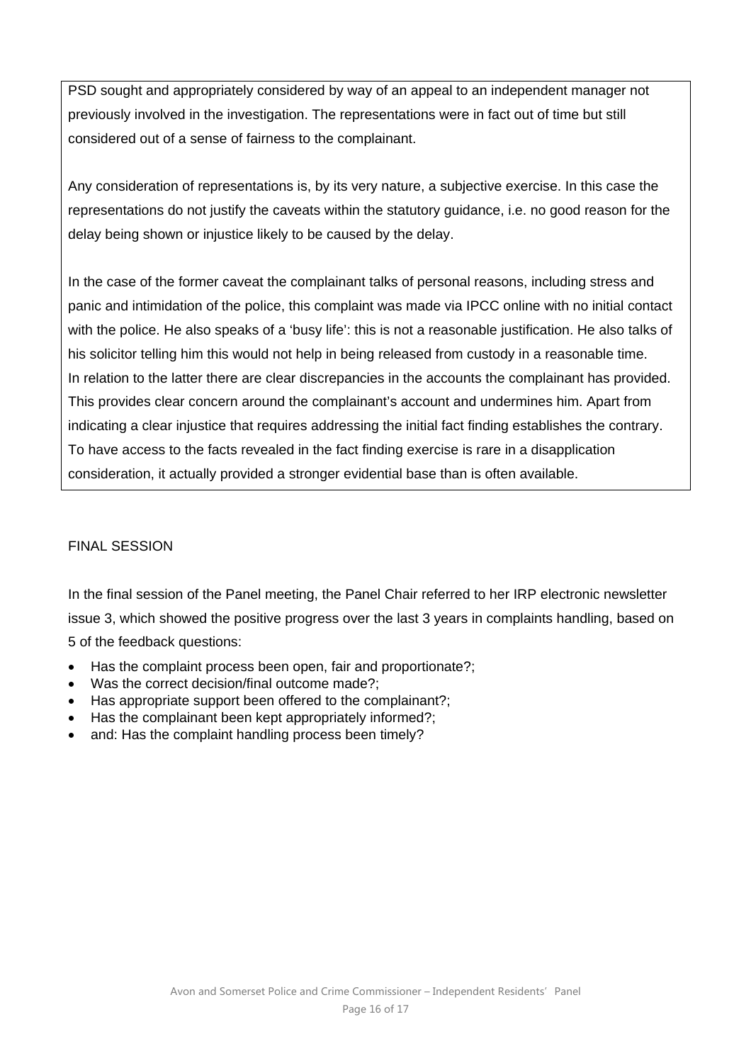PSD sought and appropriately considered by way of an appeal to an independent manager not previously involved in the investigation. The representations were in fact out of time but still considered out of a sense of fairness to the complainant.

Any consideration of representations is, by its very nature, a subjective exercise. In this case the representations do not justify the caveats within the statutory guidance, i.e. no good reason for the delay being shown or injustice likely to be caused by the delay.

In the case of the former caveat the complainant talks of personal reasons, including stress and panic and intimidation of the police, this complaint was made via IPCC online with no initial contact with the police. He also speaks of a 'busy life': this is not a reasonable justification. He also talks of his solicitor telling him this would not help in being released from custody in a reasonable time. In relation to the latter there are clear discrepancies in the accounts the complainant has provided. This provides clear concern around the complainant's account and undermines him. Apart from indicating a clear injustice that requires addressing the initial fact finding establishes the contrary. To have access to the facts revealed in the fact finding exercise is rare in a disapplication consideration, it actually provided a stronger evidential base than is often available.

FINAL SESSION

In the final session of the Panel meeting, the Panel Chair referred to her IRP electronic newsletter issue 3, which showed the positive progress over the last 3 years in complaints handling, based on 5 of the feedback questions:

- Has the complaint process been open, fair and proportionate?;
- Was the correct decision/final outcome made?;
- Has appropriate support been offered to the complainant?;
- Has the complainant been kept appropriately informed?;
- and: Has the complaint handling process been timely?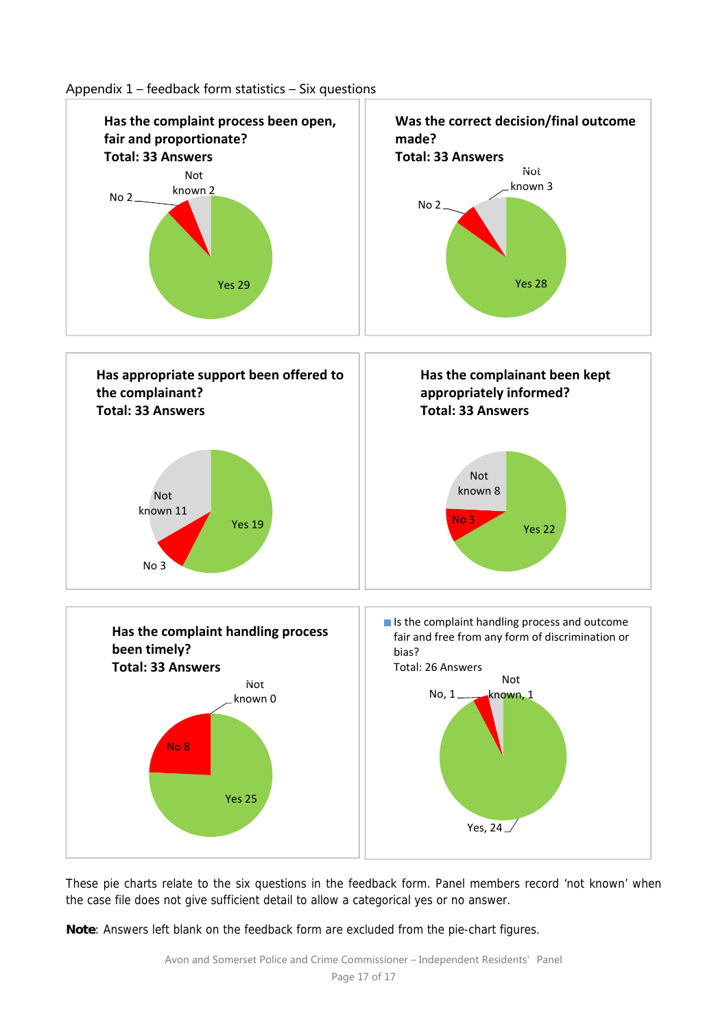Appendix 1 – feedback form statistics – Six questions

**Has the complaint process been open, fair and proportionate?**
**Total: 33 Answers**

Not known 2
No 2
Yes 29

**Was the correct decision/final outcome made?**
**Total: 33 Answers**

Not known 3
No 2
Yes 28

**Has appropriate support been offered to the complainant?**
**Total: 33 Answers**

Not known 11
Yes 19
No 3

**Has the complainant been kept appropriately informed?**
**Total: 33 Answers**

Not known 8
No 3
Yes 22

**Has the complaint handling process been timely?**
**Total: 33 Answers**

Not known 0
No 8
Yes 25

Is the complaint handling process and outcome fair and free from any form of discrimination or bias?
Total: 26 Answers

Not known, 1
No, 1
Yes, 24

These pie charts relate to the six questions in the feedback form. Panel members record 'not known' when the case file does not give sufficient detail to allow a categorical yes or no answer.

**Note**: Answers left blank on the feedback form are excluded from the pie-chart figures.